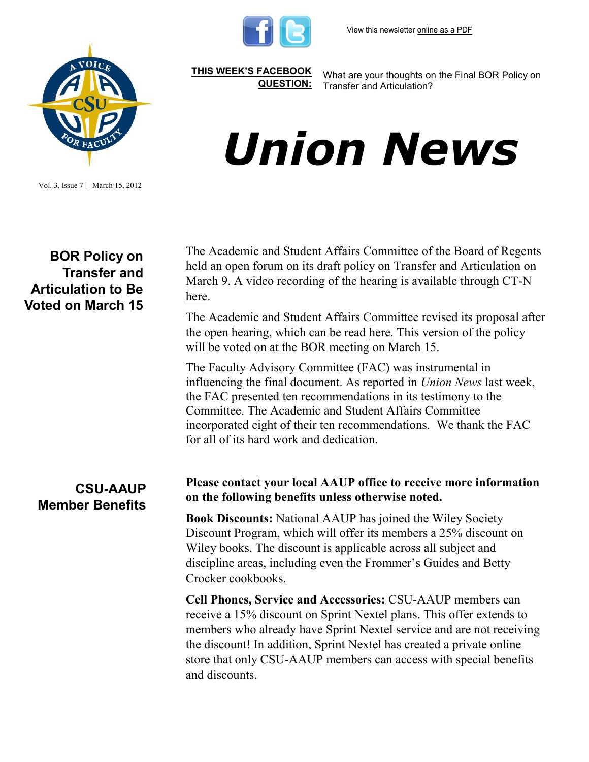View this newsletter online as a PDF

**THIS WEEK'S FACEBOOK QUESTION:** What are your thoughts on the Final BOR Policy on Transfer and Articulation?

# Union News

Vol. 3, Issue 7 | March 15, 2012

## BOR Policy on Transfer and Articulation to Be Voted on March 15

The Academic and Student Affairs Committee of the Board of Regents held an open forum on its draft policy on Transfer and Articulation on March 9. A video recording of the hearing is available through CT-N here.

The Academic and Student Affairs Committee revised its proposal after the open hearing, which can be read here. This version of the policy will be voted on at the BOR meeting on March 15.

The Faculty Advisory Committee (FAC) was instrumental in influencing the final document. As reported in *Union News* last week, the FAC presented ten recommendations in its testimony to the Committee. The Academic and Student Affairs Committee incorporated eight of their ten recommendations. We thank the FAC for all of its hard work and dedication.

## CSU-AAUP Member Benefits

**Please contact your local AAUP office to receive more information on the following benefits unless otherwise noted.**

**Book Discounts:** National AAUP has joined the Wiley Society Discount Program, which will offer its members a 25% discount on Wiley books. The discount is applicable across all subject and discipline areas, including even the Frommer's Guides and Betty Crocker cookbooks.

**Cell Phones, Service and Accessories:** CSU-AAUP members can receive a 15% discount on Sprint Nextel plans. This offer extends to members who already have Sprint Nextel service and are not receiving the discount! In addition, Sprint Nextel has created a private online store that only CSU-AAUP members can access with special benefits and discounts.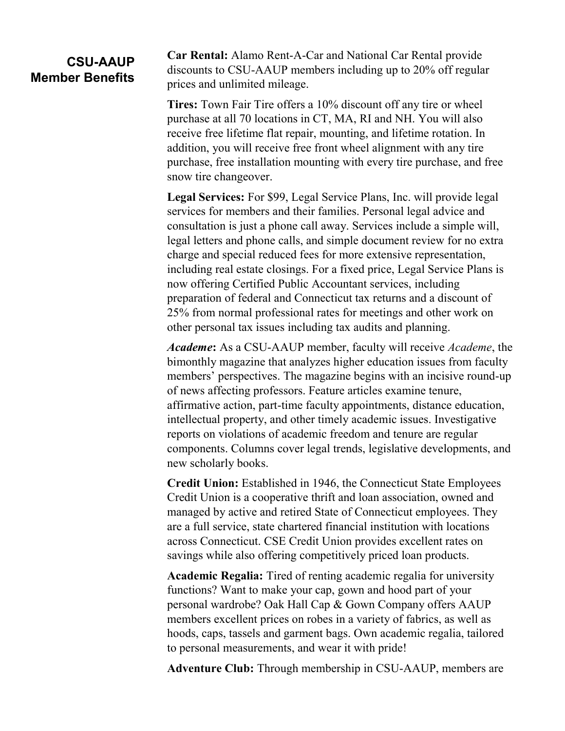## CSU-AAUP Member Benefits

**Car Rental:** Alamo Rent-A-Car and National Car Rental provide discounts to CSU-AAUP members including up to 20% off regular prices and unlimited mileage.

**Tires:** Town Fair Tire offers a 10% discount off any tire or wheel purchase at all 70 locations in CT, MA, RI and NH. You will also receive free lifetime flat repair, mounting, and lifetime rotation. In addition, you will receive free front wheel alignment with any tire purchase, free installation mounting with every tire purchase, and free snow tire changeover.

**Legal Services:** For $99, Legal Service Plans, Inc. will provide legal services for members and their families. Personal legal advice and consultation is just a phone call away. Services include a simple will, legal letters and phone calls, and simple document review for no extra charge and special reduced fees for more extensive representation, including real estate closings. For a fixed price, Legal Service Plans is now offering Certified Public Accountant services, including preparation of federal and Connecticut tax returns and a discount of 25% from normal professional rates for meetings and other work on other personal tax issues including tax audits and planning.

***Academe*:** As a CSU-AAUP member, faculty will receive *Academe*, the bimonthly magazine that analyzes higher education issues from faculty members' perspectives. The magazine begins with an incisive round-up of news affecting professors. Feature articles examine tenure, affirmative action, part-time faculty appointments, distance education, intellectual property, and other timely academic issues. Investigative reports on violations of academic freedom and tenure are regular components. Columns cover legal trends, legislative developments, and new scholarly books.

**Credit Union:** Established in 1946, the Connecticut State Employees Credit Union is a cooperative thrift and loan association, owned and managed by active and retired State of Connecticut employees. They are a full service, state chartered financial institution with locations across Connecticut. CSE Credit Union provides excellent rates on savings while also offering competitively priced loan products.

**Academic Regalia:** Tired of renting academic regalia for university functions? Want to make your cap, gown and hood part of your personal wardrobe? Oak Hall Cap & Gown Company offers AAUP members excellent prices on robes in a variety of fabrics, as well as hoods, caps, tassels and garment bags. Own academic regalia, tailored to personal measurements, and wear it with pride!

**Adventure Club:** Through membership in CSU-AAUP, members are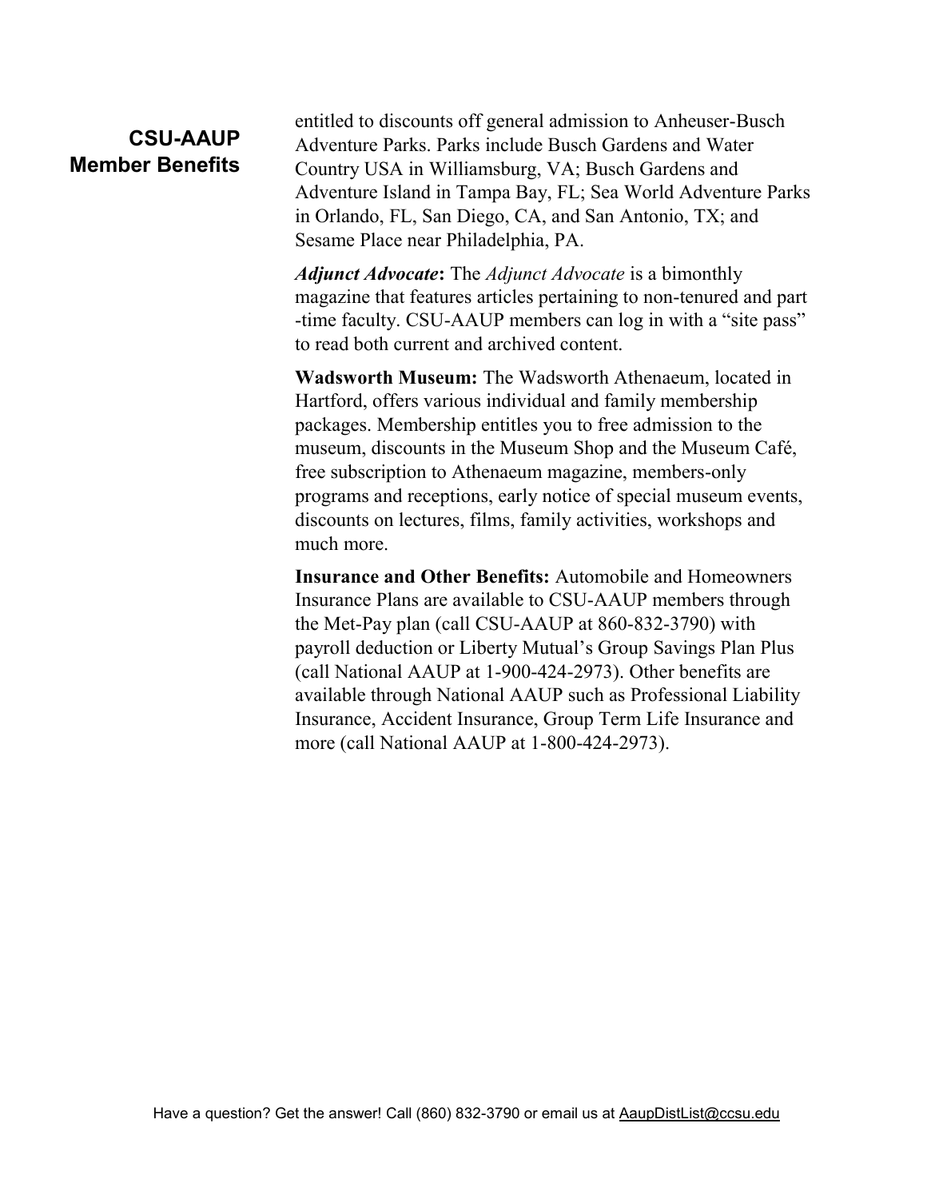entitled to discounts off general admission to Anheuser-Busch Adventure Parks. Parks include Busch Gardens and Water Country USA in Williamsburg, VA; Busch Gardens and Adventure Island in Tampa Bay, FL; Sea World Adventure Parks in Orlando, FL, San Diego, CA, and San Antonio, TX; and Sesame Place near Philadelphia, PA.

***Adjunct Advocate*:** The *Adjunct Advocate* is a bimonthly magazine that features articles pertaining to non-tenured and part-time faculty. CSU-AAUP members can log in with a "site pass" to read both current and archived content.

**Wadsworth Museum:** The Wadsworth Athenaeum, located in Hartford, offers various individual and family membership packages. Membership entitles you to free admission to the museum, discounts in the Museum Shop and the Museum Café, free subscription to Athenaeum magazine, members-only programs and receptions, early notice of special museum events, discounts on lectures, films, family activities, workshops and much more.

**Insurance and Other Benefits:** Automobile and Homeowners Insurance Plans are available to CSU-AAUP members through the Met-Pay plan (call CSU-AAUP at 860-832-3790) with payroll deduction or Liberty Mutual's Group Savings Plan Plus (call National AAUP at 1-900-424-2973). Other benefits are available through National AAUP such as Professional Liability Insurance, Accident Insurance, Group Term Life Insurance and more (call National AAUP at 1-800-424-2973).